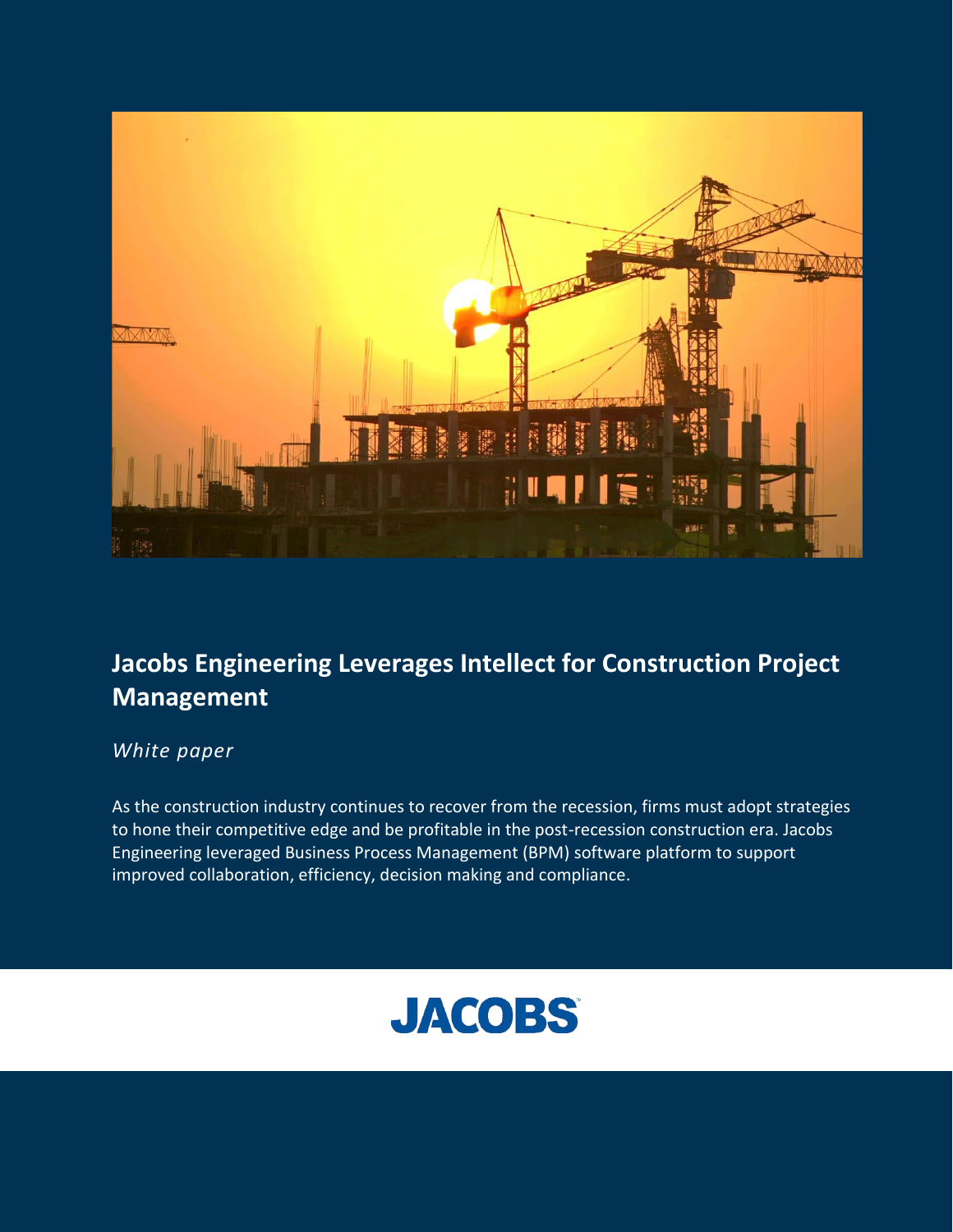# Jacobs Engineering Leverages Intellect for Construction Project Management

*White paper*

As the construction industry continues to recover from the recession, firms must adopt strategies to hone their competitive edge and be profitable in the post-recession construction era. Jacobs Engineering leveraged Business Process Management (BPM) software platform to support improved collaboration, efficiency, decision making and compliance.

JACOBS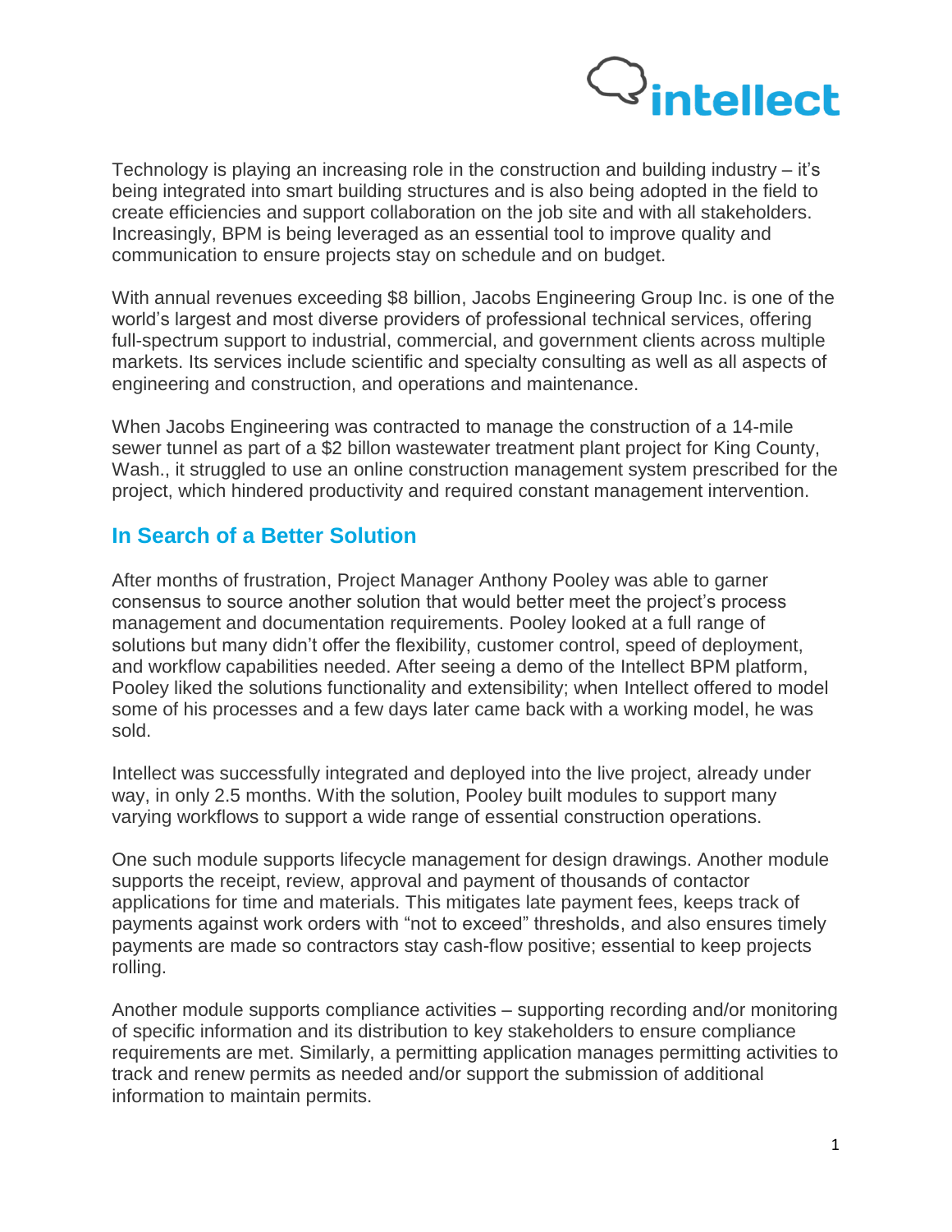Technology is playing an increasing role in the construction and building industry – it's being integrated into smart building structures and is also being adopted in the field to create efficiencies and support collaboration on the job site and with all stakeholders. Increasingly, BPM is being leveraged as an essential tool to improve quality and communication to ensure projects stay on schedule and on budget.

With annual revenues exceeding $8 billion, Jacobs Engineering Group Inc. is one of the world's largest and most diverse providers of professional technical services, offering full-spectrum support to industrial, commercial, and government clients across multiple markets. Its services include scientific and specialty consulting as well as all aspects of engineering and construction, and operations and maintenance.

When Jacobs Engineering was contracted to manage the construction of a 14-mile sewer tunnel as part of a $2 billon wastewater treatment plant project for King County, Wash., it struggled to use an online construction management system prescribed for the project, which hindered productivity and required constant management intervention.

## In Search of a Better Solution

After months of frustration, Project Manager Anthony Pooley was able to garner consensus to source another solution that would better meet the project's process management and documentation requirements. Pooley looked at a full range of solutions but many didn't offer the flexibility, customer control, speed of deployment, and workflow capabilities needed. After seeing a demo of the Intellect BPM platform, Pooley liked the solutions functionality and extensibility; when Intellect offered to model some of his processes and a few days later came back with a working model, he was sold.

Intellect was successfully integrated and deployed into the live project, already under way, in only 2.5 months. With the solution, Pooley built modules to support many varying workflows to support a wide range of essential construction operations.

One such module supports lifecycle management for design drawings. Another module supports the receipt, review, approval and payment of thousands of contactor applications for time and materials. This mitigates late payment fees, keeps track of payments against work orders with "not to exceed" thresholds, and also ensures timely payments are made so contractors stay cash-flow positive; essential to keep projects rolling.

Another module supports compliance activities – supporting recording and/or monitoring of specific information and its distribution to key stakeholders to ensure compliance requirements are met. Similarly, a permitting application manages permitting activities to track and renew permits as needed and/or support the submission of additional information to maintain permits.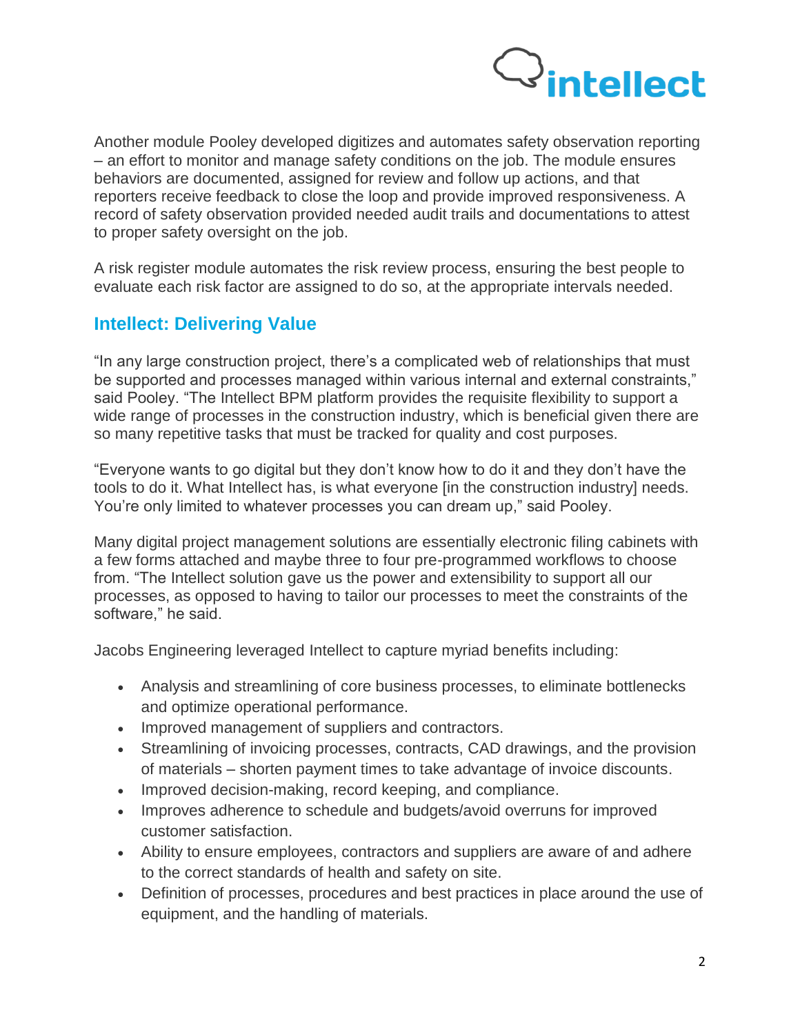Another module Pooley developed digitizes and automates safety observation reporting – an effort to monitor and manage safety conditions on the job. The module ensures behaviors are documented, assigned for review and follow up actions, and that reporters receive feedback to close the loop and provide improved responsiveness. A record of safety observation provided needed audit trails and documentations to attest to proper safety oversight on the job.

A risk register module automates the risk review process, ensuring the best people to evaluate each risk factor are assigned to do so, at the appropriate intervals needed.

## Intellect: Delivering Value

"In any large construction project, there's a complicated web of relationships that must be supported and processes managed within various internal and external constraints," said Pooley. "The Intellect BPM platform provides the requisite flexibility to support a wide range of processes in the construction industry, which is beneficial given there are so many repetitive tasks that must be tracked for quality and cost purposes.

"Everyone wants to go digital but they don't know how to do it and they don't have the tools to do it. What Intellect has, is what everyone [in the construction industry] needs. You're only limited to whatever processes you can dream up," said Pooley.

Many digital project management solutions are essentially electronic filing cabinets with a few forms attached and maybe three to four pre-programmed workflows to choose from. "The Intellect solution gave us the power and extensibility to support all our processes, as opposed to having to tailor our processes to meet the constraints of the software," he said.

Jacobs Engineering leveraged Intellect to capture myriad benefits including:

- Analysis and streamlining of core business processes, to eliminate bottlenecks and optimize operational performance.
- Improved management of suppliers and contractors.
- Streamlining of invoicing processes, contracts, CAD drawings, and the provision of materials – shorten payment times to take advantage of invoice discounts.
- Improved decision-making, record keeping, and compliance.
- Improves adherence to schedule and budgets/avoid overruns for improved customer satisfaction.
- Ability to ensure employees, contractors and suppliers are aware of and adhere to the correct standards of health and safety on site.
- Definition of processes, procedures and best practices in place around the use of equipment, and the handling of materials.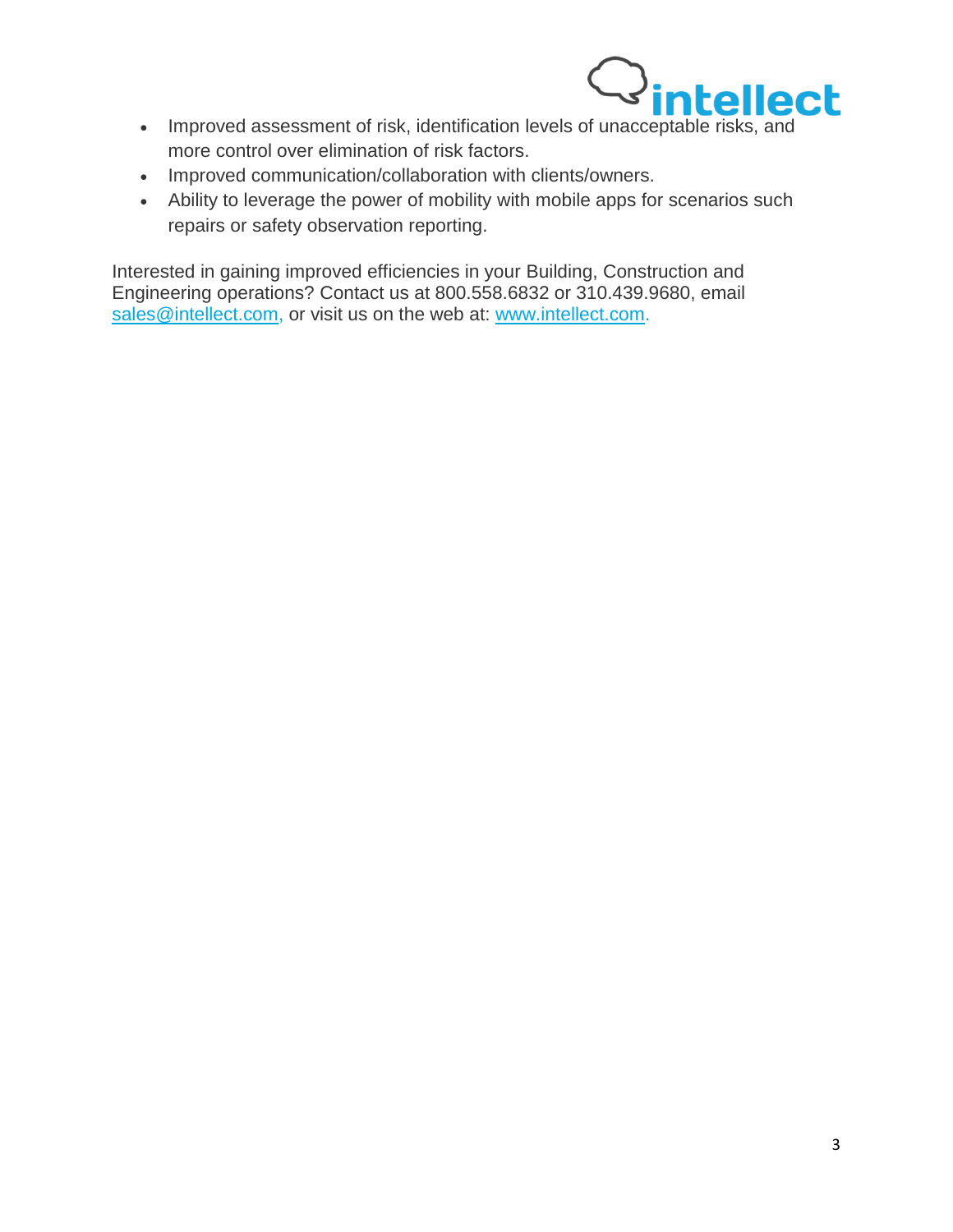- Improved assessment of risk, identification levels of unacceptable risks, and more control over elimination of risk factors.
- Improved communication/collaboration with clients/owners.
- Ability to leverage the power of mobility with mobile apps for scenarios such repairs or safety observation reporting.

Interested in gaining improved efficiencies in your Building, Construction and Engineering operations? Contact us at 800.558.6832 or 310.439.9680, email sales@intellect.com, or visit us on the web at: www.intellect.com.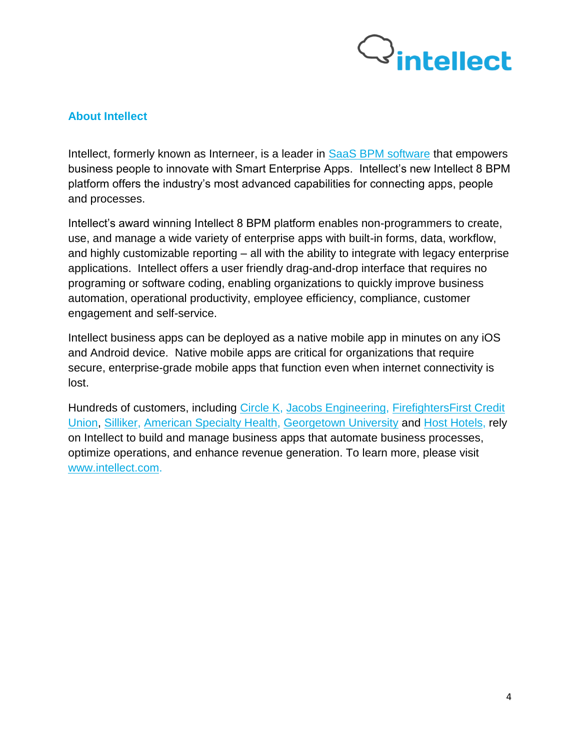## About Intellect

Intellect, formerly known as Interneer, is a leader in SaaS BPM software that empowers business people to innovate with Smart Enterprise Apps. Intellect's new Intellect 8 BPM platform offers the industry's most advanced capabilities for connecting apps, people and processes.

Intellect's award winning Intellect 8 BPM platform enables non-programmers to create, use, and manage a wide variety of enterprise apps with built-in forms, data, workflow, and highly customizable reporting – all with the ability to integrate with legacy enterprise applications. Intellect offers a user friendly drag-and-drop interface that requires no programing or software coding, enabling organizations to quickly improve business automation, operational productivity, employee efficiency, compliance, customer engagement and self-service.

Intellect business apps can be deployed as a native mobile app in minutes on any iOS and Android device. Native mobile apps are critical for organizations that require secure, enterprise-grade mobile apps that function even when internet connectivity is lost.

Hundreds of customers, including Circle K, Jacobs Engineering, FirefightersFirst Credit Union, Silliker, American Specialty Health, Georgetown University and Host Hotels, rely on Intellect to build and manage business apps that automate business processes, optimize operations, and enhance revenue generation. To learn more, please visit www.intellect.com.